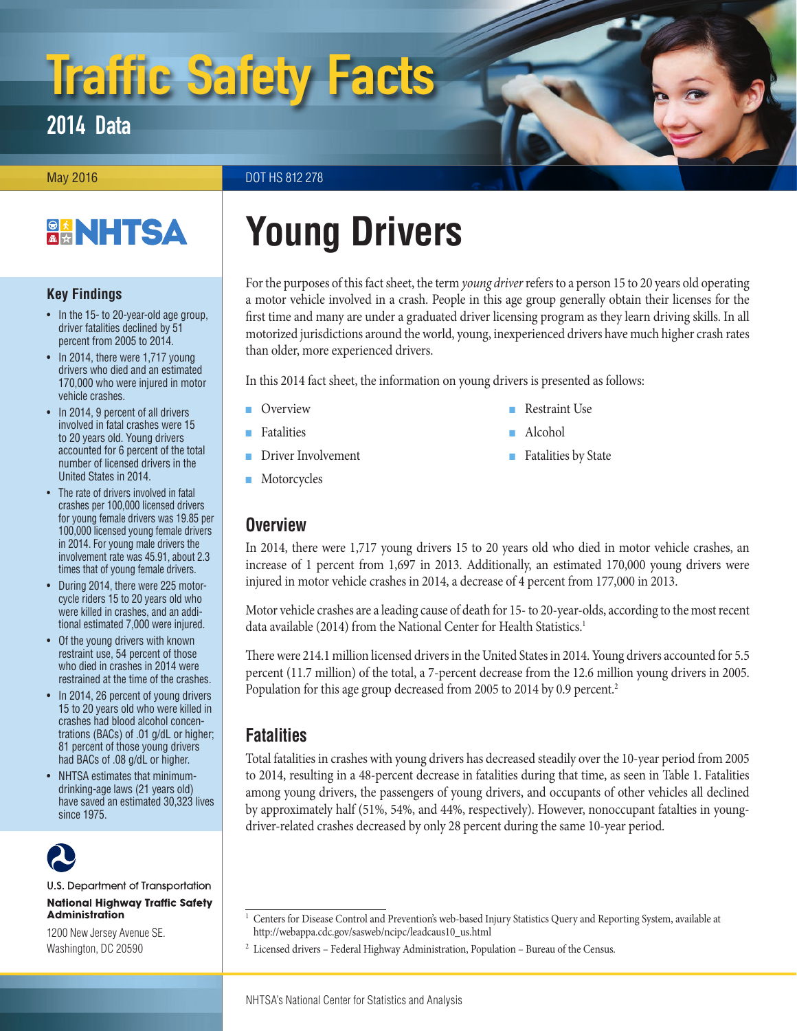# Traffic Safety Facts

## 2014 Data

May 2016

DOT HS 812 278

NHTSA

### Key Findings

- In the 15- to 20-year-old age group, driver fatalities declined by 51 percent from 2005 to 2014.
- In 2014, there were 1,717 young drivers who died and an estimated 170,000 who were injured in motor vehicle crashes.
- In 2014, 9 percent of all drivers involved in fatal crashes were 15 to 20 years old. Young drivers accounted for 6 percent of the total number of licensed drivers in the United States in 2014.
- The rate of drivers involved in fatal crashes per 100,000 licensed drivers for young female drivers was 19.85 per 100,000 licensed young female drivers in 2014. For young male drivers the involvement rate was 45.91, about 2.3 times that of young female drivers.
- During 2014, there were 225 motorcycle riders 15 to 20 years old who were killed in crashes, and an additional estimated 7,000 were injured.
- Of the young drivers with known restraint use, 54 percent of those who died in crashes in 2014 were restrained at the time of the crashes.
- In 2014, 26 percent of young drivers 15 to 20 years old who were killed in crashes had blood alcohol concentrations (BACs) of .01 g/dL or higher; 81 percent of those young drivers had BACs of .08 g/dL or higher.
- NHTSA estimates that minimum-drinking-age laws (21 years old) have saved an estimated 30,323 lives since 1975.

U.S. Department of Transportation
**National Highway Traffic Safety Administration**
1200 New Jersey Avenue SE.
Washington, DC 20590

# Young Drivers

For the purposes of this fact sheet, the term *young driver* refers to a person 15 to 20 years old operating a motor vehicle involved in a crash. People in this age group generally obtain their licenses for the first time and many are under a graduated driver licensing program as they learn driving skills. In all motorized jurisdictions around the world, young, inexperienced drivers have much higher crash rates than older, more experienced drivers.

In this 2014 fact sheet, the information on young drivers is presented as follows:

- Overview
- Fatalities
- Driver Involvement
- Motorcycles
- Restraint Use
- Alcohol
- Fatalities by State

## Overview

In 2014, there were 1,717 young drivers 15 to 20 years old who died in motor vehicle crashes, an increase of 1 percent from 1,697 in 2013. Additionally, an estimated 170,000 young drivers were injured in motor vehicle crashes in 2014, a decrease of 4 percent from 177,000 in 2013.

Motor vehicle crashes are a leading cause of death for 15- to 20-year-olds, according to the most recent data available (2014) from the National Center for Health Statistics.[1]

There were 214.1 million licensed drivers in the United States in 2014. Young drivers accounted for 5.5 percent (11.7 million) of the total, a 7-percent decrease from the 12.6 million young drivers in 2005. Population for this age group decreased from 2005 to 2014 by 0.9 percent.[2]

## Fatalities

Total fatalities in crashes with young drivers has decreased steadily over the 10-year period from 2005 to 2014, resulting in a 48-percent decrease in fatalities during that time, as seen in Table 1. Fatalities among young drivers, the passengers of young drivers, and occupants of other vehicles all declined by approximately half (51%, 54%, and 44%, respectively). However, nonoccupant fatalties in young-driver-related crashes decreased by only 28 percent during the same 10-year period.

[1] Centers for Disease Control and Prevention's web-based Injury Statistics Query and Reporting System, available at http://webappa.cdc.gov/sasweb/ncipc/leadcaus10_us.html

[2] Licensed drivers – Federal Highway Administration, Population – Bureau of the Census.

NHTSA's National Center for Statistics and Analysis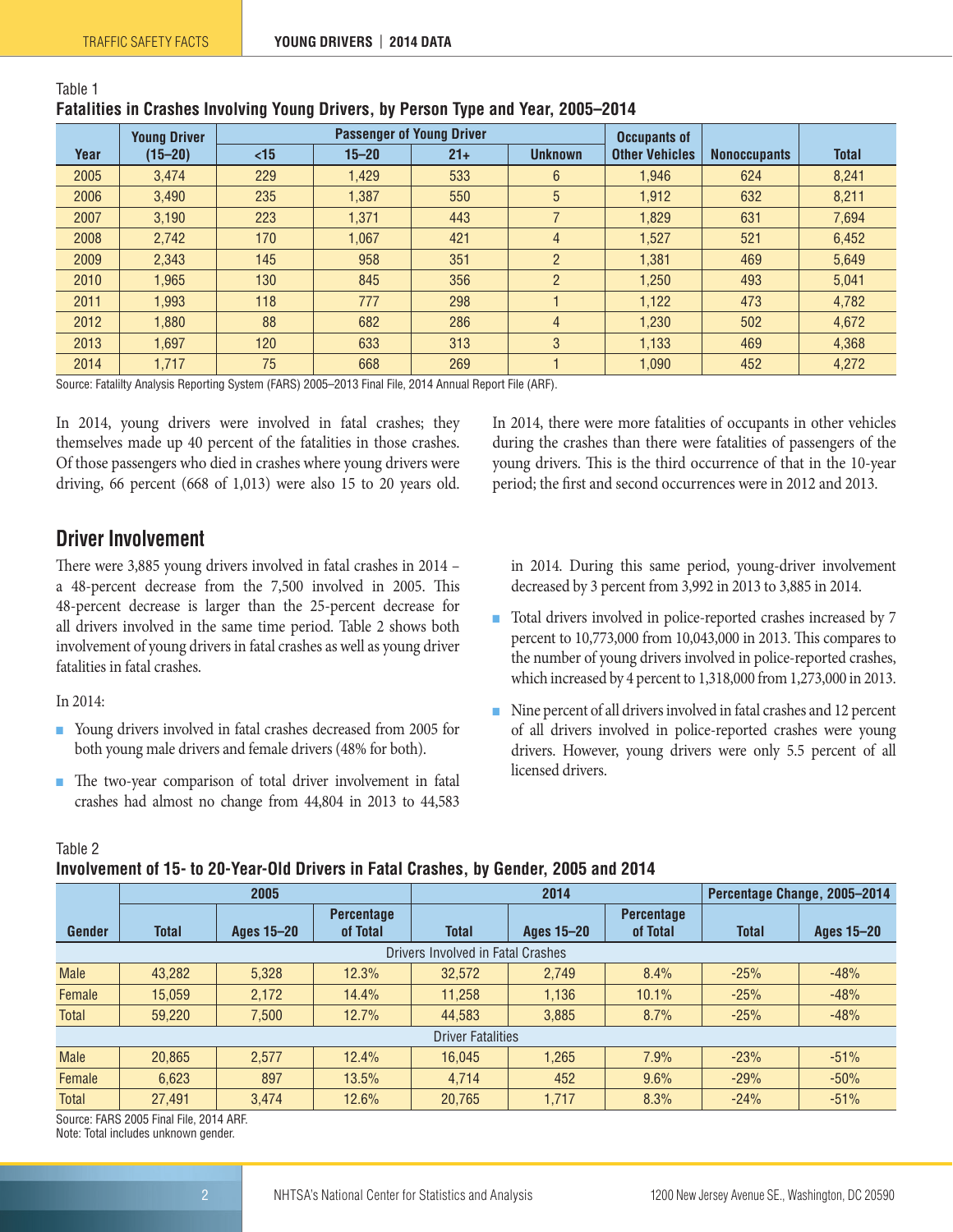Table 1

**Fatalities in Crashes Involving Young Drivers, by Person Type and Year, 2005–2014**

| Year | Young Driver (15–20) | Passenger of Young Driver | | | | Occupants of Other Vehicles | Nonoccupants | Total |
|---|---|---|---|---|---|---|---|---|
| | | <15 | 15–20 | 21+ | Unknown | | | |
| 2005 | 3,474 | 229 | 1,429 | 533 | 6 | 1,946 | 624 | 8,241 |
| 2006 | 3,490 | 235 | 1,387 | 550 | 5 | 1,912 | 632 | 8,211 |
| 2007 | 3,190 | 223 | 1,371 | 443 | 7 | 1,829 | 631 | 7,694 |
| 2008 | 2,742 | 170 | 1,067 | 421 | 4 | 1,527 | 521 | 6,452 |
| 2009 | 2,343 | 145 | 958 | 351 | 2 | 1,381 | 469 | 5,649 |
| 2010 | 1,965 | 130 | 845 | 356 | 2 | 1,250 | 493 | 5,041 |
| 2011 | 1,993 | 118 | 777 | 298 | 1 | 1,122 | 473 | 4,782 |
| 2012 | 1,880 | 88 | 682 | 286 | 4 | 1,230 | 502 | 4,672 |
| 2013 | 1,697 | 120 | 633 | 313 | 3 | 1,133 | 469 | 4,368 |
| 2014 | 1,717 | 75 | 668 | 269 | 1 | 1,090 | 452 | 4,272 |

Source: Fatalilty Analysis Reporting System (FARS) 2005–2013 Final File, 2014 Annual Report File (ARF).

In 2014, young drivers were involved in fatal crashes; they themselves made up 40 percent of the fatalities in those crashes. Of those passengers who died in crashes where young drivers were driving, 66 percent (668 of 1,013) were also 15 to 20 years old.

In 2014, there were more fatalities of occupants in other vehicles during the crashes than there were fatalities of passengers of the young drivers. This is the third occurrence of that in the 10-year period; the first and second occurrences were in 2012 and 2013.

## Driver Involvement

There were 3,885 young drivers involved in fatal crashes in 2014 – a 48-percent decrease from the 7,500 involved in 2005. This 48-percent decrease is larger than the 25-percent decrease for all drivers involved in the same time period. Table 2 shows both involvement of young drivers in fatal crashes as well as young driver fatalities in fatal crashes.

In 2014:

- Young drivers involved in fatal crashes decreased from 2005 for both young male drivers and female drivers (48% for both).
- The two-year comparison of total driver involvement in fatal crashes had almost no change from 44,804 in 2013 to 44,583 in 2014. During this same period, young-driver involvement decreased by 3 percent from 3,992 in 2013 to 3,885 in 2014.
- Total drivers involved in police-reported crashes increased by 7 percent to 10,773,000 from 10,043,000 in 2013. This compares to the number of young drivers involved in police-reported crashes, which increased by 4 percent to 1,318,000 from 1,273,000 in 2013.
- Nine percent of all drivers involved in fatal crashes and 12 percent of all drivers involved in police-reported crashes were young drivers. However, young drivers were only 5.5 percent of all licensed drivers.

Table 2

**Involvement of 15- to 20-Year-Old Drivers in Fatal Crashes, by Gender, 2005 and 2014**

| Gender | 2005 | | | 2014 | | | Percentage Change, 2005–2014 | |
|---|---|---|---|---|---|---|---|---|
| | Total | Ages 15–20 | Percentage of Total | Total | Ages 15–20 | Percentage of Total | Total | Ages 15–20 |
| Drivers Involved in Fatal Crashes | | | | | | | | |
| Male | 43,282 | 5,328 | 12.3% | 32,572 | 2,749 | 8.4% | -25% | -48% |
| Female | 15,059 | 2,172 | 14.4% | 11,258 | 1,136 | 10.1% | -25% | -48% |
| Total | 59,220 | 7,500 | 12.7% | 44,583 | 3,885 | 8.7% | -25% | -48% |
| Driver Fatalities | | | | | | | | |
| Male | 20,865 | 2,577 | 12.4% | 16,045 | 1,265 | 7.9% | -23% | -51% |
| Female | 6,623 | 897 | 13.5% | 4,714 | 452 | 9.6% | -29% | -50% |
| Total | 27,491 | 3,474 | 12.6% | 20,765 | 1,717 | 8.3% | -24% | -51% |

Source: FARS 2005 Final File, 2014 ARF.
Note: Total includes unknown gender.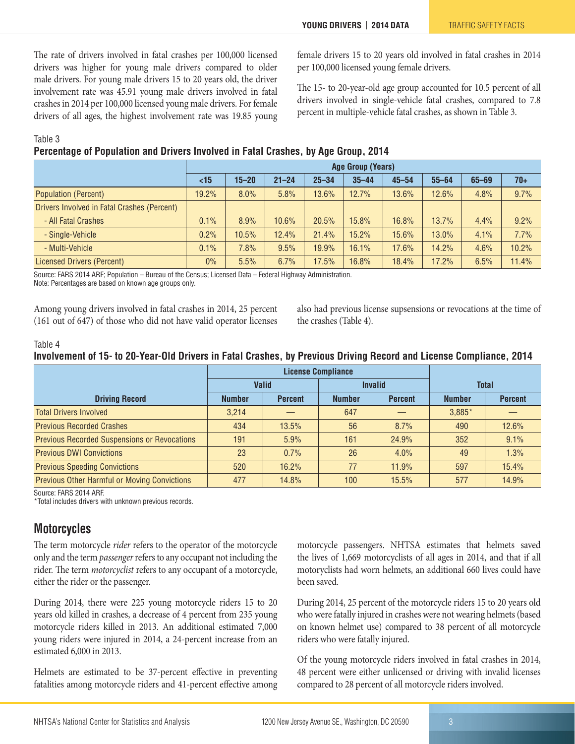The rate of drivers involved in fatal crashes per 100,000 licensed drivers was higher for young male drivers compared to older male drivers. For young male drivers 15 to 20 years old, the driver involvement rate was 45.91 young male drivers involved in fatal crashes in 2014 per 100,000 licensed young male drivers. For female drivers of all ages, the highest involvement rate was 19.85 young female drivers 15 to 20 years old involved in fatal crashes in 2014 per 100,000 licensed young female drivers.

The 15- to 20-year-old age group accounted for 10.5 percent of all drivers involved in single-vehicle fatal crashes, compared to 7.8 percent in multiple-vehicle fatal crashes, as shown in Table 3.

Table 3

**Percentage of Population and Drivers Involved in Fatal Crashes, by Age Group, 2014**

| | Age Group (Years) | | | | | | | | |
|---|---|---|---|---|---|---|---|---|---|
| | <15 | 15–20 | 21–24 | 25–34 | 35–44 | 45–54 | 55–64 | 65–69 | 70+ |
| Population (Percent) | 19.2% | 8.0% | 5.8% | 13.6% | 12.7% | 13.6% | 12.6% | 4.8% | 9.7% |
| Drivers Involved in Fatal Crashes (Percent) | | | | | | | | | |
| - All Fatal Crashes | 0.1% | 8.9% | 10.6% | 20.5% | 15.8% | 16.8% | 13.7% | 4.4% | 9.2% |
| - Single-Vehicle | 0.2% | 10.5% | 12.4% | 21.4% | 15.2% | 15.6% | 13.0% | 4.1% | 7.7% |
| - Multi-Vehicle | 0.1% | 7.8% | 9.5% | 19.9% | 16.1% | 17.6% | 14.2% | 4.6% | 10.2% |
| Licensed Drivers (Percent) | 0% | 5.5% | 6.7% | 17.5% | 16.8% | 18.4% | 17.2% | 6.5% | 11.4% |

Source: FARS 2014 ARF; Population – Bureau of the Census; Licensed Data – Federal Highway Administration.
Note: Percentages are based on known age groups only.

Among young drivers involved in fatal crashes in 2014, 25 percent (161 out of 647) of those who did not have valid operator licenses also had previous license supsensions or revocations at the time of the crashes (Table 4).

Table 4

**Involvement of 15- to 20-Year-Old Drivers in Fatal Crashes, by Previous Driving Record and License Compliance, 2014**

| | License Compliance | | | | | |
|---|---|---|---|---|---|---|
| | Valid | | Invalid | | Total | |
| Driving Record | Number | Percent | Number | Percent | Number | Percent |
| Total Drivers Involved | 3,214 | — | 647 | — | 3,885* | — |
| Previous Recorded Crashes | 434 | 13.5% | 56 | 8.7% | 490 | 12.6% |
| Previous Recorded Suspensions or Revocations | 191 | 5.9% | 161 | 24.9% | 352 | 9.1% |
| Previous DWI Convictions | 23 | 0.7% | 26 | 4.0% | 49 | 1.3% |
| Previous Speeding Convictions | 520 | 16.2% | 77 | 11.9% | 597 | 15.4% |
| Previous Other Harmful or Moving Convictions | 477 | 14.8% | 100 | 15.5% | 577 | 14.9% |

Source: FARS 2014 ARF.
*Total includes drivers with unknown previous records.

## Motorcycles

The term motorcycle *rider* refers to the operator of the motorcycle only and the term *passenger* refers to any occupant not including the rider. The term *motorcyclist* refers to any occupant of a motorcycle, either the rider or the passenger.

During 2014, there were 225 young motorcycle riders 15 to 20 years old killed in crashes, a decrease of 4 percent from 235 young motorcycle riders killed in 2013. An additional estimated 7,000 young riders were injured in 2014, a 24-percent increase from an estimated 6,000 in 2013.

Helmets are estimated to be 37-percent effective in preventing fatalities among motorcycle riders and 41-percent effective among motorcycle passengers. NHTSA estimates that helmets saved the lives of 1,669 motorcyclists of all ages in 2014, and that if all motoryclists had worn helmets, an additional 660 lives could have been saved.

During 2014, 25 percent of the motorcycle riders 15 to 20 years old who were fatally injured in crashes were not wearing helmets (based on known helmet use) compared to 38 percent of all motorcycle riders who were fatally injured.

Of the young motorcycle riders involved in fatal crashes in 2014, 48 percent were either unlicensed or driving with invalid licenses compared to 28 percent of all motorcycle riders involved.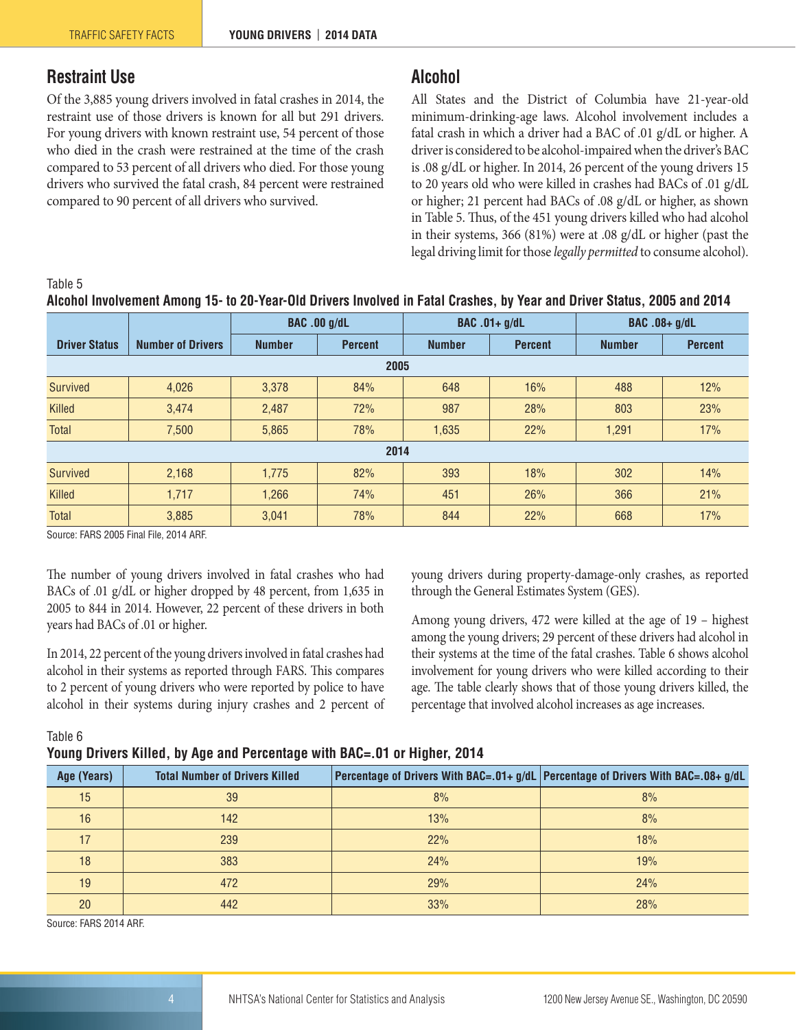## Restraint Use

Of the 3,885 young drivers involved in fatal crashes in 2014, the restraint use of those drivers is known for all but 291 drivers. For young drivers with known restraint use, 54 percent of those who died in the crash were restrained at the time of the crash compared to 53 percent of all drivers who died. For those young drivers who survived the fatal crash, 84 percent were restrained compared to 90 percent of all drivers who survived.

## Alcohol

All States and the District of Columbia have 21-year-old minimum-drinking-age laws. Alcohol involvement includes a fatal crash in which a driver had a BAC of .01 g/dL or higher. A driver is considered to be alcohol-impaired when the driver's BAC is .08 g/dL or higher. In 2014, 26 percent of the young drivers 15 to 20 years old who were killed in crashes had BACs of .01 g/dL or higher; 21 percent had BACs of .08 g/dL or higher, as shown in Table 5. Thus, of the 451 young drivers killed who had alcohol in their systems, 366 (81%) were at .08 g/dL or higher (past the legal driving limit for those *legally permitted* to consume alcohol).

Table 5
**Alcohol Involvement Among 15- to 20-Year-Old Drivers Involved in Fatal Crashes, by Year and Driver Status, 2005 and 2014**

| Driver Status | Number of Drivers | BAC .00 g/dL | | BAC .01+ g/dL | | BAC .08+ g/dL | |
|---|---|---|---|---|---|---|---|
| | | Number | Percent | Number | Percent | Number | Percent |
| **2005** | | | | | | | |
| Survived | 4,026 | 3,378 | 84% | 648 | 16% | 488 | 12% |
| Killed | 3,474 | 2,487 | 72% | 987 | 28% | 803 | 23% |
| Total | 7,500 | 5,865 | 78% | 1,635 | 22% | 1,291 | 17% |
| **2014** | | | | | | | |
| Survived | 2,168 | 1,775 | 82% | 393 | 18% | 302 | 14% |
| Killed | 1,717 | 1,266 | 74% | 451 | 26% | 366 | 21% |
| Total | 3,885 | 3,041 | 78% | 844 | 22% | 668 | 17% |

Source: FARS 2005 Final File, 2014 ARF.

The number of young drivers involved in fatal crashes who had BACs of .01 g/dL or higher dropped by 48 percent, from 1,635 in 2005 to 844 in 2014. However, 22 percent of these drivers in both years had BACs of .01 or higher.

In 2014, 22 percent of the young drivers involved in fatal crashes had alcohol in their systems as reported through FARS. This compares to 2 percent of young drivers who were reported by police to have alcohol in their systems during injury crashes and 2 percent of young drivers during property-damage-only crashes, as reported through the General Estimates System (GES).

Among young drivers, 472 were killed at the age of 19 – highest among the young drivers; 29 percent of these drivers had alcohol in their systems at the time of the fatal crashes. Table 6 shows alcohol involvement for young drivers who were killed according to their age. The table clearly shows that of those young drivers killed, the percentage that involved alcohol increases as age increases.

Table 6
**Young Drivers Killed, by Age and Percentage with BAC=.01 or Higher, 2014**

| Age (Years) | Total Number of Drivers Killed | Percentage of Drivers With BAC=.01+ g/dL | Percentage of Drivers With BAC=.08+ g/dL |
|---|---|---|---|
| 15 | 39 | 8% | 8% |
| 16 | 142 | 13% | 8% |
| 17 | 239 | 22% | 18% |
| 18 | 383 | 24% | 19% |
| 19 | 472 | 29% | 24% |
| 20 | 442 | 33% | 28% |

Source: FARS 2014 ARF.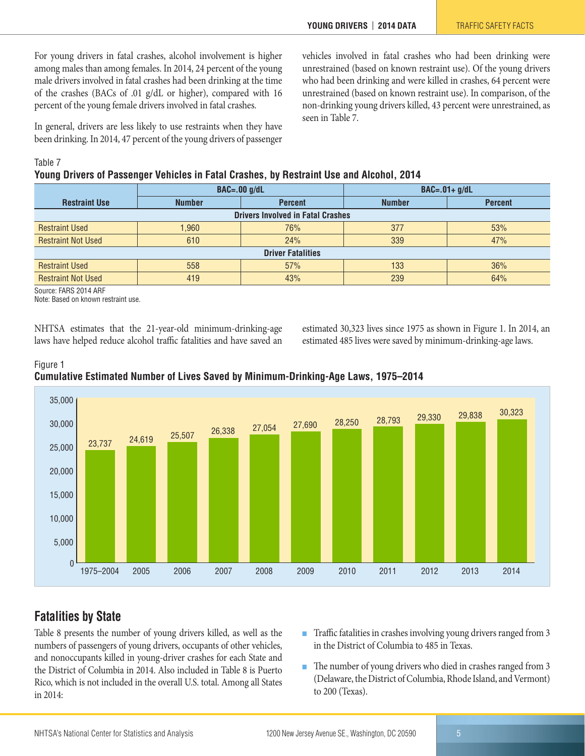For young drivers in fatal crashes, alcohol involvement is higher among males than among females. In 2014, 24 percent of the young male drivers involved in fatal crashes had been drinking at the time of the crashes (BACs of .01 g/dL or higher), compared with 16 percent of the young female drivers involved in fatal crashes.

In general, drivers are less likely to use restraints when they have been drinking. In 2014, 47 percent of the young drivers of passenger vehicles involved in fatal crashes who had been drinking were unrestrained (based on known restraint use). Of the young drivers who had been drinking and were killed in crashes, 64 percent were unrestrained (based on known restraint use). In comparison, of the non-drinking young drivers killed, 43 percent were unrestrained, as seen in Table 7.

Table 7

**Young Drivers of Passenger Vehicles in Fatal Crashes, by Restraint Use and Alcohol, 2014**

| Restraint Use | BAC=.00 g/dL | | BAC=.01+ g/dL | |
|---|---|---|---|---|
| | Number | Percent | Number | Percent |
| **Drivers Involved in Fatal Crashes** | | | | |
| Restraint Used | 1,960 | 76% | 377 | 53% |
| Restraint Not Used | 610 | 24% | 339 | 47% |
| **Driver Fatalities** | | | | |
| Restraint Used | 558 | 57% | 133 | 36% |
| Restraint Not Used | 419 | 43% | 239 | 64% |

Source: FARS 2014 ARF

Note: Based on known restraint use.

NHTSA estimates that the 21-year-old minimum-drinking-age laws have helped reduce alcohol traffic fatalities and have saved an estimated 30,323 lives since 1975 as shown in Figure 1. In 2014, an estimated 485 lives were saved by minimum-drinking-age laws.

Figure 1

**Cumulative Estimated Number of Lives Saved by Minimum-Drinking-Age Laws, 1975–2014**

| Year | Cumulative Lives Saved |
|---|---|
| 1975–2004 | 23,737 |
| 2005 | 24,619 |
| 2006 | 25,507 |
| 2007 | 26,338 |
| 2008 | 27,054 |
| 2009 | 27,690 |
| 2010 | 28,250 |
| 2011 | 28,793 |
| 2012 | 29,330 |
| 2013 | 29,838 |
| 2014 | 30,323 |

## Fatalities by State

Table 8 presents the number of young drivers killed, as well as the numbers of passengers of young drivers, occupants of other vehicles, and nonoccupants killed in young-driver crashes for each State and the District of Columbia in 2014. Also included in Table 8 is Puerto Rico, which is not included in the overall U.S. total. Among all States in 2014:

- Traffic fatalities in crashes involving young drivers ranged from 3 in the District of Columbia to 485 in Texas.
- The number of young drivers who died in crashes ranged from 3 (Delaware, the District of Columbia, Rhode Island, and Vermont) to 200 (Texas).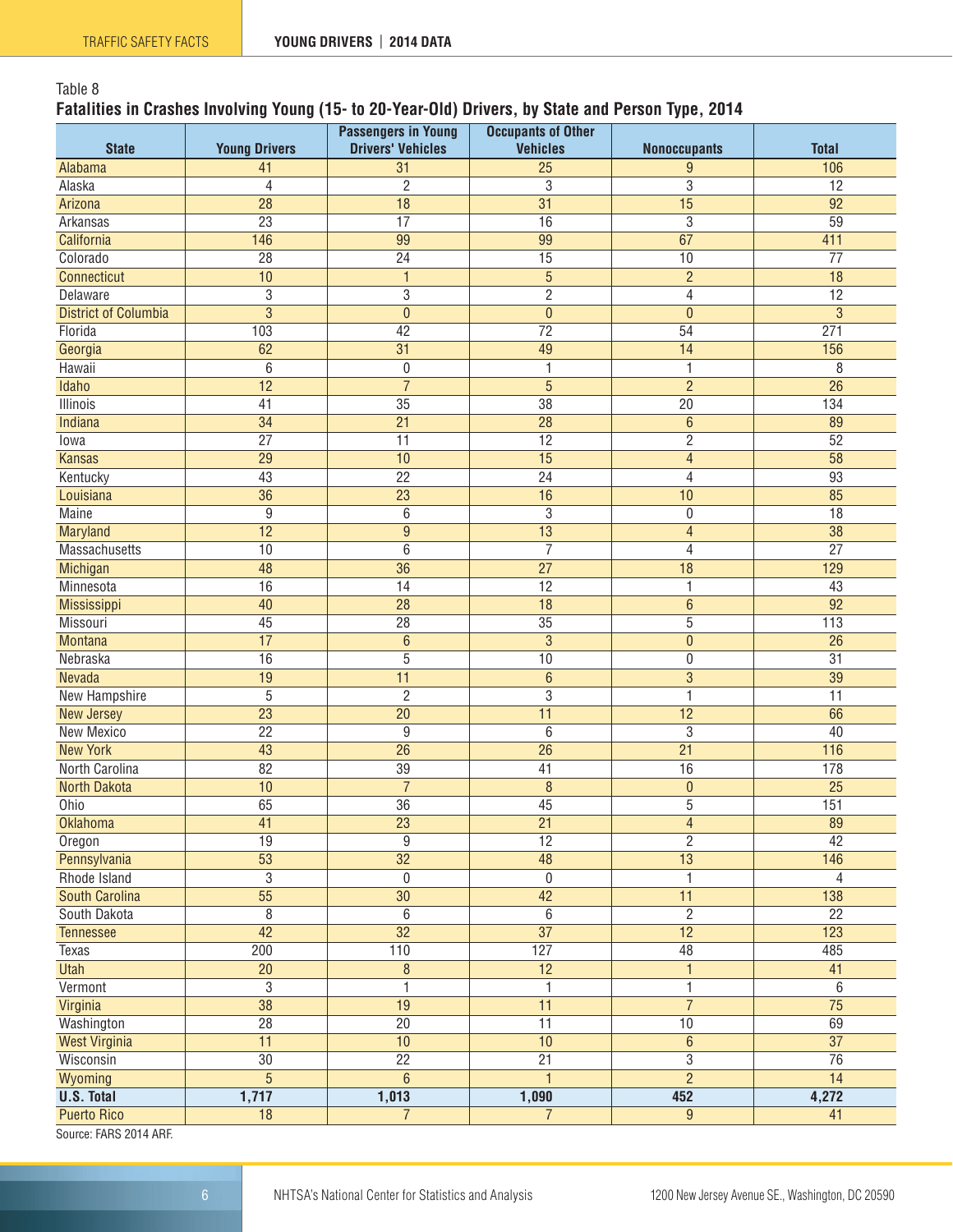Table 8

**Fatalities in Crashes Involving Young (15- to 20-Year-Old) Drivers, by State and Person Type, 2014**

| State | Young Drivers | Passengers in Young Drivers' Vehicles | Occupants of Other Vehicles | Nonoccupants | Total |
|---|---|---|---|---|---|
| Alabama | 41 | 31 | 25 | 9 | 106 |
| Alaska | 4 | 2 | 3 | 3 | 12 |
| Arizona | 28 | 18 | 31 | 15 | 92 |
| Arkansas | 23 | 17 | 16 | 3 | 59 |
| California | 146 | 99 | 99 | 67 | 411 |
| Colorado | 28 | 24 | 15 | 10 | 77 |
| Connecticut | 10 | 1 | 5 | 2 | 18 |
| Delaware | 3 | 3 | 2 | 4 | 12 |
| District of Columbia | 3 | 0 | 0 | 0 | 3 |
| Florida | 103 | 42 | 72 | 54 | 271 |
| Georgia | 62 | 31 | 49 | 14 | 156 |
| Hawaii | 6 | 0 | 1 | 1 | 8 |
| Idaho | 12 | 7 | 5 | 2 | 26 |
| Illinois | 41 | 35 | 38 | 20 | 134 |
| Indiana | 34 | 21 | 28 | 6 | 89 |
| Iowa | 27 | 11 | 12 | 2 | 52 |
| Kansas | 29 | 10 | 15 | 4 | 58 |
| Kentucky | 43 | 22 | 24 | 4 | 93 |
| Louisiana | 36 | 23 | 16 | 10 | 85 |
| Maine | 9 | 6 | 3 | 0 | 18 |
| Maryland | 12 | 9 | 13 | 4 | 38 |
| Massachusetts | 10 | 6 | 7 | 4 | 27 |
| Michigan | 48 | 36 | 27 | 18 | 129 |
| Minnesota | 16 | 14 | 12 | 1 | 43 |
| Mississippi | 40 | 28 | 18 | 6 | 92 |
| Missouri | 45 | 28 | 35 | 5 | 113 |
| Montana | 17 | 6 | 3 | 0 | 26 |
| Nebraska | 16 | 5 | 10 | 0 | 31 |
| Nevada | 19 | 11 | 6 | 3 | 39 |
| New Hampshire | 5 | 2 | 3 | 1 | 11 |
| New Jersey | 23 | 20 | 11 | 12 | 66 |
| New Mexico | 22 | 9 | 6 | 3 | 40 |
| New York | 43 | 26 | 26 | 21 | 116 |
| North Carolina | 82 | 39 | 41 | 16 | 178 |
| North Dakota | 10 | 7 | 8 | 0 | 25 |
| Ohio | 65 | 36 | 45 | 5 | 151 |
| Oklahoma | 41 | 23 | 21 | 4 | 89 |
| Oregon | 19 | 9 | 12 | 2 | 42 |
| Pennsylvania | 53 | 32 | 48 | 13 | 146 |
| Rhode Island | 3 | 0 | 0 | 1 | 4 |
| South Carolina | 55 | 30 | 42 | 11 | 138 |
| South Dakota | 8 | 6 | 6 | 2 | 22 |
| Tennessee | 42 | 32 | 37 | 12 | 123 |
| Texas | 200 | 110 | 127 | 48 | 485 |
| Utah | 20 | 8 | 12 | 1 | 41 |
| Vermont | 3 | 1 | 1 | 1 | 6 |
| Virginia | 38 | 19 | 11 | 7 | 75 |
| Washington | 28 | 20 | 11 | 10 | 69 |
| West Virginia | 11 | 10 | 10 | 6 | 37 |
| Wisconsin | 30 | 22 | 21 | 3 | 76 |
| Wyoming | 5 | 6 | 1 | 2 | 14 |
| **U.S. Total** | **1,717** | **1,013** | **1,090** | **452** | **4,272** |
| Puerto Rico | 18 | 7 | 7 | 9 | 41 |

Source: FARS 2014 ARF.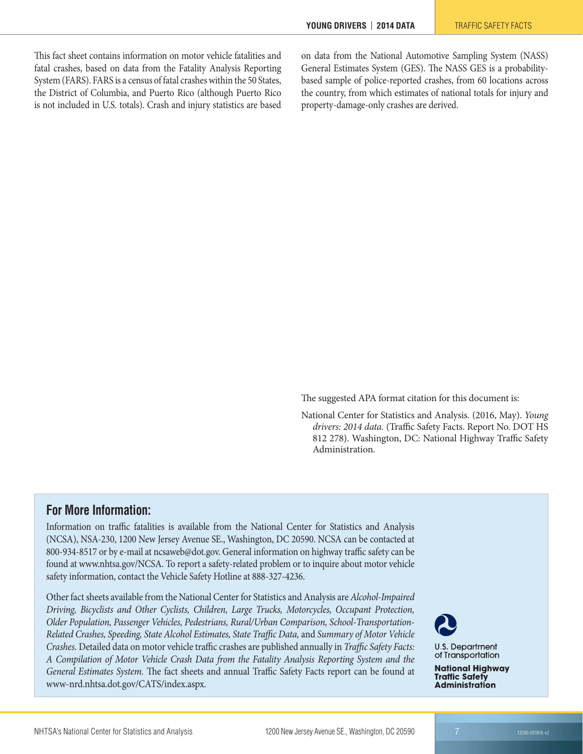This fact sheet contains information on motor vehicle fatalities and fatal crashes, based on data from the Fatality Analysis Reporting System (FARS). FARS is a census of fatal crashes within the 50 States, the District of Columbia, and Puerto Rico (although Puerto Rico is not included in U.S. totals). Crash and injury statistics are based on data from the National Automotive Sampling System (NASS) General Estimates System (GES). The NASS GES is a probability-based sample of police-reported crashes, from 60 locations across the country, from which estimates of national totals for injury and property-damage-only crashes are derived.

The suggested APA format citation for this document is:

National Center for Statistics and Analysis. (2016, May). *Young drivers: 2014 data.* (Traffic Safety Facts. Report No. DOT HS 812 278). Washington, DC: National Highway Traffic Safety Administration.

## For More Information:

Information on traffic fatalities is available from the National Center for Statistics and Analysis (NCSA), NSA-230, 1200 New Jersey Avenue SE., Washington, DC 20590. NCSA can be contacted at 800-934-8517 or by e-mail at ncsaweb@dot.gov. General information on highway traffic safety can be found at www.nhtsa.gov/NCSA. To report a safety-related problem or to inquire about motor vehicle safety information, contact the Vehicle Safety Hotline at 888-327-4236.

Other fact sheets available from the National Center for Statistics and Analysis are *Alcohol-Impaired Driving, Bicyclists and Other Cyclists, Children, Large Trucks, Motorcycles, Occupant Protection, Older Population, Passenger Vehicles, Pedestrians, Rural/Urban Comparison, School-Transportation-Related Crashes, Speeding, State Alcohol Estimates, State Traffic Data,* and *Summary of Motor Vehicle Crashes.* Detailed data on motor vehicle traffic crashes are published annually in *Traffic Safety Facts: A Compilation of Motor Vehicle Crash Data from the Fatality Analysis Reporting System and the General Estimates System.* The fact sheets and annual Traffic Safety Facts report can be found at www-nrd.nhtsa.dot.gov/CATS/index.aspx.

U.S. Department of Transportation

National Highway Traffic Safety Administration